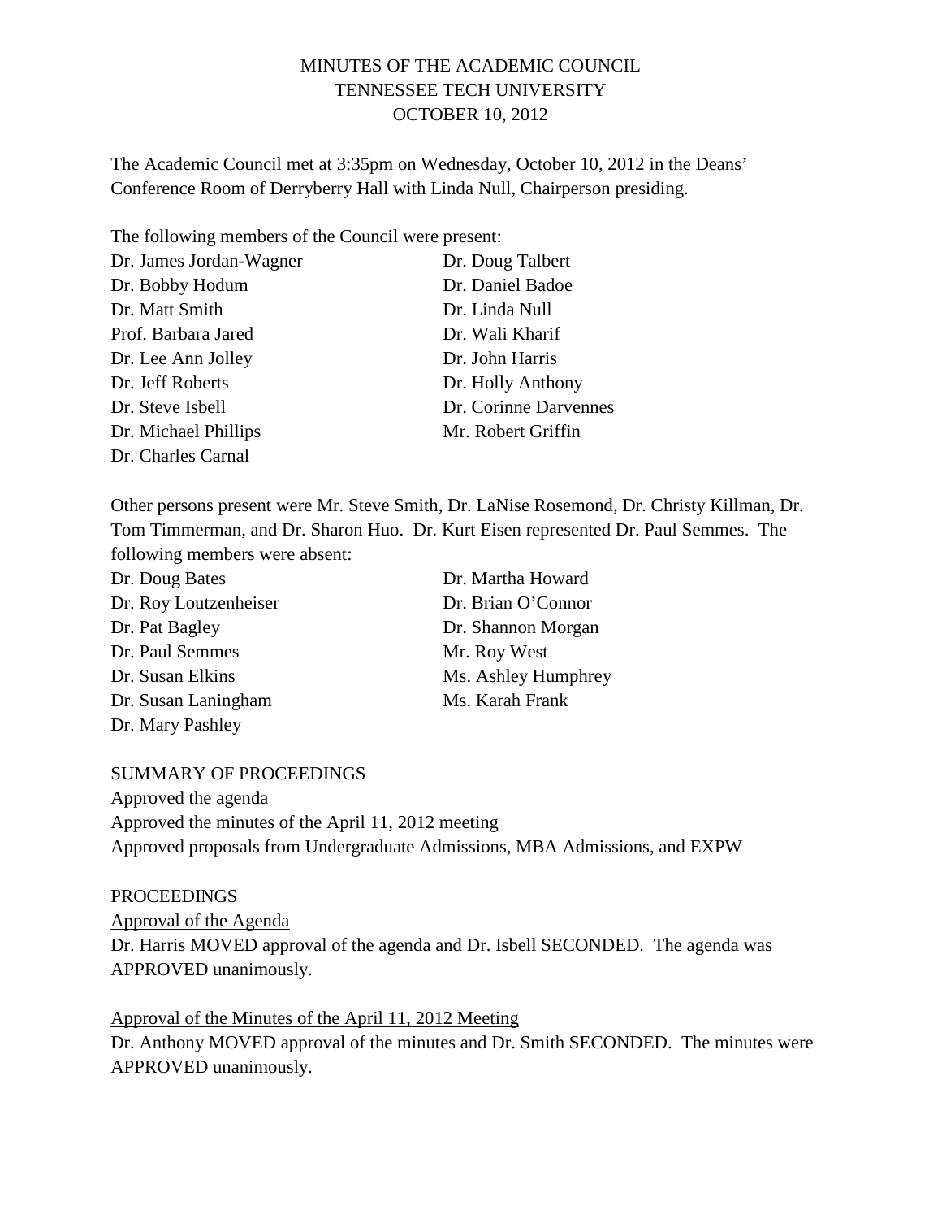# MINUTES OF THE ACADEMIC COUNCIL
## TENNESSEE TECH UNIVERSITY
## OCTOBER 10, 2012

The Academic Council met at 3:35pm on Wednesday, October 10, 2012 in the Deans' Conference Room of Derryberry Hall with Linda Null, Chairperson presiding.

The following members of the Council were present:

| | |
|---|---|
| Dr. James Jordan-Wagner | Dr. Doug Talbert |
| Dr. Bobby Hodum | Dr. Daniel Badoe |
| Dr. Matt Smith | Dr. Linda Null |
| Prof. Barbara Jared | Dr. Wali Kharif |
| Dr. Lee Ann Jolley | Dr. John Harris |
| Dr. Jeff Roberts | Dr. Holly Anthony |
| Dr. Steve Isbell | Dr. Corinne Darvennes |
| Dr. Michael Phillips | Mr. Robert Griffin |
| Dr. Charles Carnal | |

Other persons present were Mr. Steve Smith, Dr. LaNise Rosemond, Dr. Christy Killman, Dr. Tom Timmerman, and Dr. Sharon Huo. Dr. Kurt Eisen represented Dr. Paul Semmes. The following members were absent:

| | |
|---|---|
| Dr. Doug Bates | Dr. Martha Howard |
| Dr. Roy Loutzenheiser | Dr. Brian O'Connor |
| Dr. Pat Bagley | Dr. Shannon Morgan |
| Dr. Paul Semmes | Mr. Roy West |
| Dr. Susan Elkins | Ms. Ashley Humphrey |
| Dr. Susan Laningham | Ms. Karah Frank |
| Dr. Mary Pashley | |

SUMMARY OF PROCEEDINGS

Approved the agenda
Approved the minutes of the April 11, 2012 meeting
Approved proposals from Undergraduate Admissions, MBA Admissions, and EXPW

PROCEEDINGS

<u>Approval of the Agenda</u>

Dr. Harris MOVED approval of the agenda and Dr. Isbell SECONDED. The agenda was APPROVED unanimously.

<u>Approval of the Minutes of the April 11, 2012 Meeting</u>

Dr. Anthony MOVED approval of the minutes and Dr. Smith SECONDED. The minutes were APPROVED unanimously.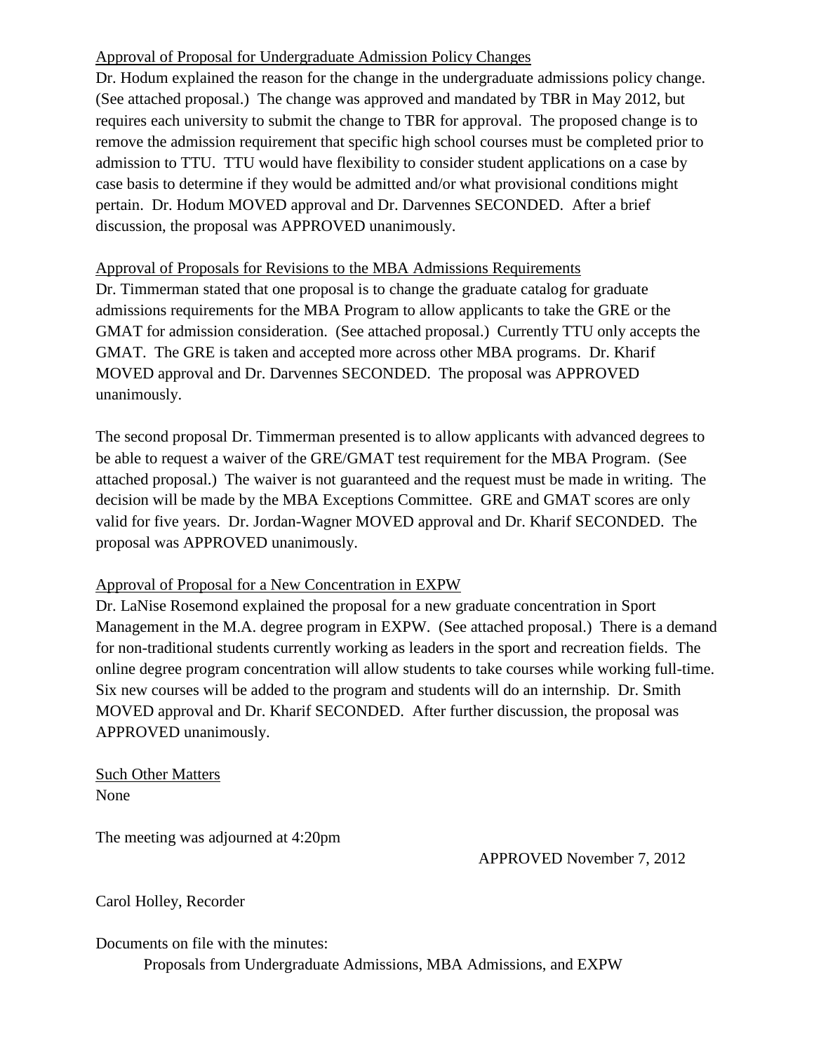Approval of Proposal for Undergraduate Admission Policy Changes

Dr. Hodum explained the reason for the change in the undergraduate admissions policy change. (See attached proposal.) The change was approved and mandated by TBR in May 2012, but requires each university to submit the change to TBR for approval. The proposed change is to remove the admission requirement that specific high school courses must be completed prior to admission to TTU. TTU would have flexibility to consider student applications on a case by case basis to determine if they would be admitted and/or what provisional conditions might pertain. Dr. Hodum MOVED approval and Dr. Darvennes SECONDED. After a brief discussion, the proposal was APPROVED unanimously.

Approval of Proposals for Revisions to the MBA Admissions Requirements

Dr. Timmerman stated that one proposal is to change the graduate catalog for graduate admissions requirements for the MBA Program to allow applicants to take the GRE or the GMAT for admission consideration. (See attached proposal.) Currently TTU only accepts the GMAT. The GRE is taken and accepted more across other MBA programs. Dr. Kharif MOVED approval and Dr. Darvennes SECONDED. The proposal was APPROVED unanimously.

The second proposal Dr. Timmerman presented is to allow applicants with advanced degrees to be able to request a waiver of the GRE/GMAT test requirement for the MBA Program. (See attached proposal.) The waiver is not guaranteed and the request must be made in writing. The decision will be made by the MBA Exceptions Committee. GRE and GMAT scores are only valid for five years. Dr. Jordan-Wagner MOVED approval and Dr. Kharif SECONDED. The proposal was APPROVED unanimously.

Approval of Proposal for a New Concentration in EXPW

Dr. LaNise Rosemond explained the proposal for a new graduate concentration in Sport Management in the M.A. degree program in EXPW. (See attached proposal.) There is a demand for non-traditional students currently working as leaders in the sport and recreation fields. The online degree program concentration will allow students to take courses while working full-time. Six new courses will be added to the program and students will do an internship. Dr. Smith MOVED approval and Dr. Kharif SECONDED. After further discussion, the proposal was APPROVED unanimously.

Such Other Matters

None

The meeting was adjourned at 4:20pm

APPROVED November 7, 2012

Carol Holley, Recorder

Documents on file with the minutes:

Proposals from Undergraduate Admissions, MBA Admissions, and EXPW